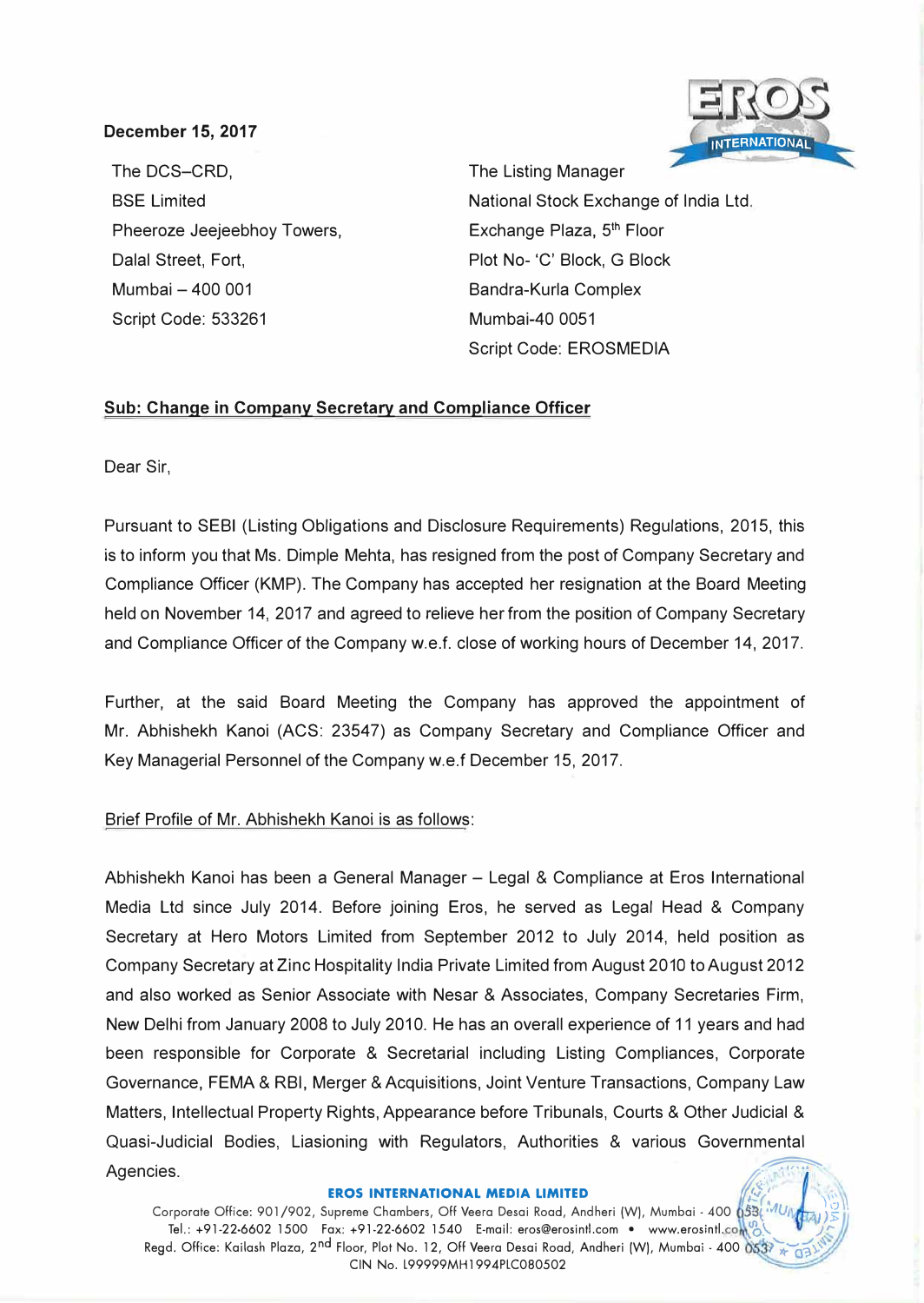**December 15, 2017**

The DCS–CRD,
BSE Limited
Pheeroze Jeejeebhoy Towers,
Dalal Street, Fort,
Mumbai – 400 001
Script Code: 533261

The Listing Manager
National Stock Exchange of India Ltd.
Exchange Plaza, 5th Floor
Plot No- 'C' Block, G Block
Bandra-Kurla Complex
Mumbai-40 0051
Script Code: EROSMEDIA

**Sub: Change in Company Secretary and Compliance Officer**

Dear Sir,

Pursuant to SEBI (Listing Obligations and Disclosure Requirements) Regulations, 2015, this is to inform you that Ms. Dimple Mehta, has resigned from the post of Company Secretary and Compliance Officer (KMP). The Company has accepted her resignation at the Board Meeting held on November 14, 2017 and agreed to relieve her from the position of Company Secretary and Compliance Officer of the Company w.e.f. close of working hours of December 14, 2017.

Further, at the said Board Meeting the Company has approved the appointment of Mr. Abhishekh Kanoi (ACS: 23547) as Company Secretary and Compliance Officer and Key Managerial Personnel of the Company w.e.f December 15, 2017.

Brief Profile of Mr. Abhishekh Kanoi is as follows:

Abhishekh Kanoi has been a General Manager – Legal & Compliance at Eros International Media Ltd since July 2014. Before joining Eros, he served as Legal Head & Company Secretary at Hero Motors Limited from September 2012 to July 2014, held position as Company Secretary at Zinc Hospitality India Private Limited from August 2010 to August 2012 and also worked as Senior Associate with Nesar & Associates, Company Secretaries Firm, New Delhi from January 2008 to July 2010. He has an overall experience of 11 years and had been responsible for Corporate & Secretarial including Listing Compliances, Corporate Governance, FEMA & RBI, Merger & Acquisitions, Joint Venture Transactions, Company Law Matters, Intellectual Property Rights, Appearance before Tribunals, Courts & Other Judicial & Quasi-Judicial Bodies, Liasioning with Regulators, Authorities & various Governmental Agencies.

**EROS INTERNATIONAL MEDIA LIMITED**
Corporate Office: 901/902, Supreme Chambers, Off Veera Desai Road, Andheri (W), Mumbai - 400 053
Tel.: +91-22-6602 1500 Fax: +91-22-6602 1540 E-mail: eros@erosintl.com • www.erosintl.com
Regd. Office: Kailash Plaza, 2nd Floor, Plot No. 12, Off Veera Desai Road, Andheri (W), Mumbai - 400 053
CIN No. L99999MH1994PLC080502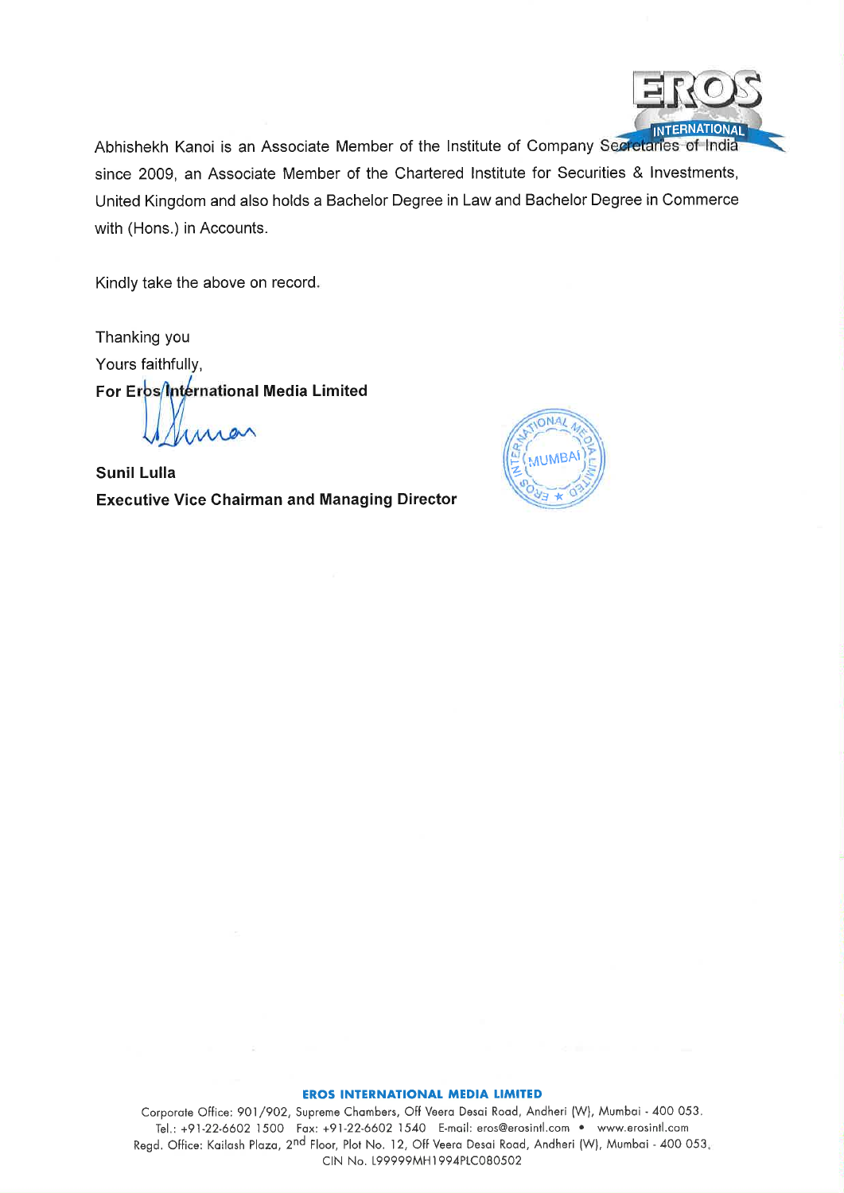Abhishekh Kanoi is an Associate Member of the Institute of Company Secretaries of India since 2009, an Associate Member of the Chartered Institute for Securities & Investments, United Kingdom and also holds a Bachelor Degree in Law and Bachelor Degree in Commerce with (Hons.) in Accounts.

Kindly take the above on record.

Thanking you

Yours faithfully,

**For Eros International Media Limited**

**Sunil Lulla**

**Executive Vice Chairman and Managing Director**

**EROS INTERNATIONAL MEDIA LIMITED**

Corporate Office: 901/902, Supreme Chambers, Off Veera Desai Road, Andheri (W), Mumbai - 400 053.
Tel.: +91-22-6602 1500 Fax: +91-22-6602 1540 E-mail: eros@erosintl.com • www.erosintl.com
Regd. Office: Kailash Plaza, 2nd Floor, Plot No. 12, Off Veera Desai Road, Andheri (W), Mumbai - 400 053.
CIN No. L99999MH1994PLC080502